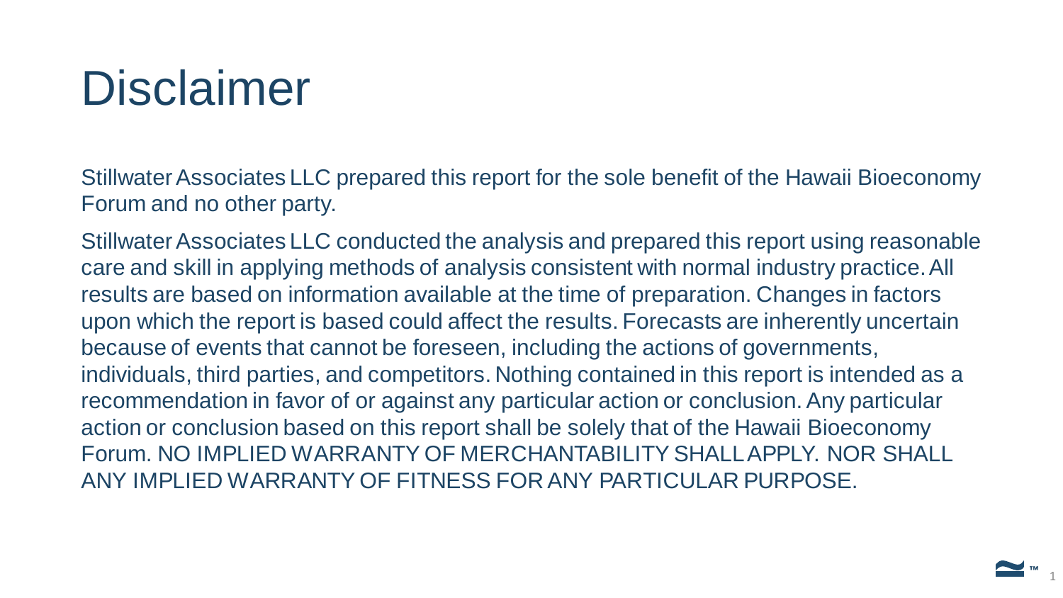# Disclaimer

Stillwater Associates LLC prepared this report for the sole benefit of the Hawaii Bioeconomy Forum and no other party.

Stillwater Associates LLC conducted the analysis and prepared this report using reasonable care and skill in applying methods of analysis consistent with normal industry practice. All results are based on information available at the time of preparation. Changes in factors upon which the report is based could affect the results. Forecasts are inherently uncertain because of events that cannot be foreseen, including the actions of governments, individuals, third parties, and competitors. Nothing contained in this report is intended as a recommendation in favor of or against any particular action or conclusion. Any particular action or conclusion based on this report shall be solely that of the Hawaii Bioeconomy Forum. NO IMPLIED WARRANTY OF MERCHANTABILITY SHALL APPLY. NOR SHALL ANY IMPLIED WARRANTY OF FITNESS FOR ANY PARTICULAR PURPOSE.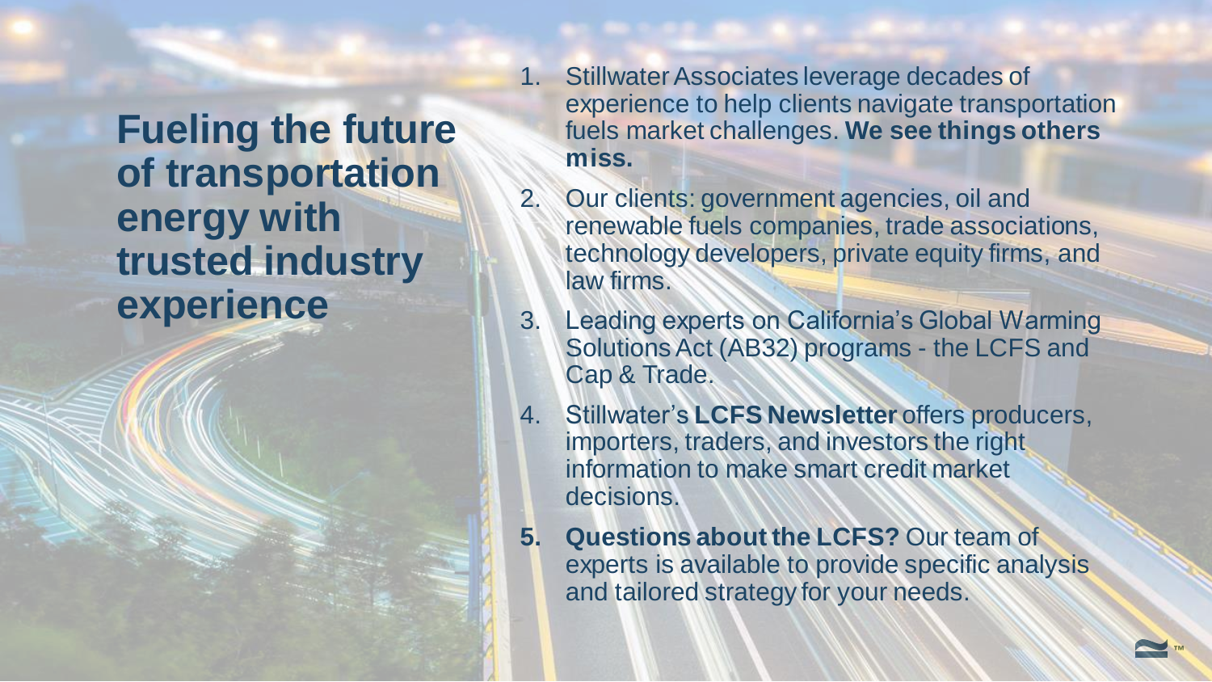# Fueling the future of transportation energy with trusted industry experience

1. Stillwater Associates leverage decades of experience to help clients navigate transportation fuels market challenges. **We see things others miss.**
2. Our clients: government agencies, oil and renewable fuels companies, trade associations, technology developers, private equity firms, and law firms.
3. Leading experts on California's Global Warming Solutions Act (AB32) programs - the LCFS and Cap & Trade.
4. Stillwater's **LCFS Newsletter** offers producers, importers, traders, and investors the right information to make smart credit market decisions.
5. **Questions about the LCFS?** Our team of experts is available to provide specific analysis and tailored strategy for your needs.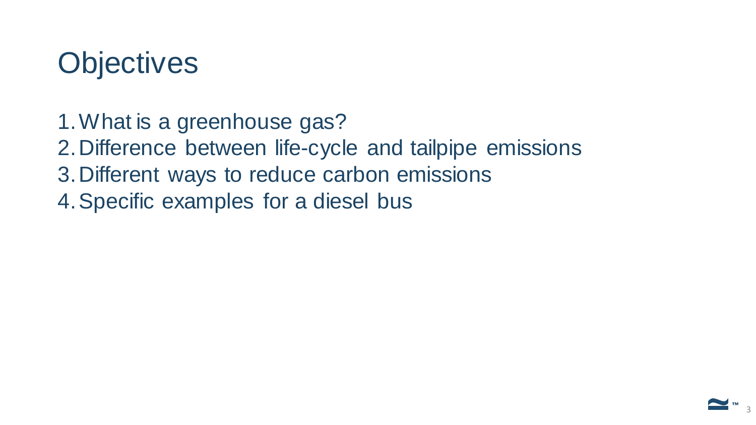# Objectives

1. What is a greenhouse gas?
2. Difference between life-cycle and tailpipe emissions
3. Different ways to reduce carbon emissions
4. Specific examples for a diesel bus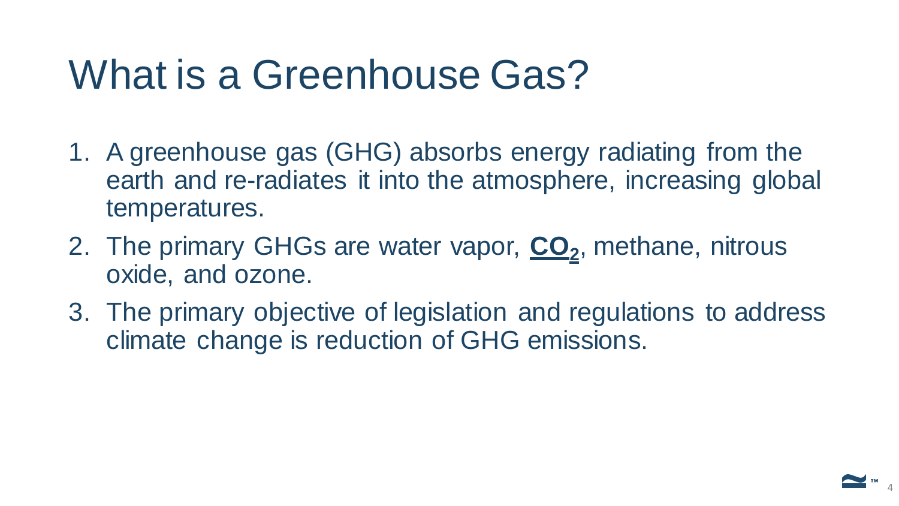# What is a Greenhouse Gas?

1. A greenhouse gas (GHG) absorbs energy radiating from the earth and re-radiates it into the atmosphere, increasing global temperatures.
2. The primary GHGs are water vapor, **$CO_2$**, methane, nitrous oxide, and ozone.
3. The primary objective of legislation and regulations to address climate change is reduction of GHG emissions.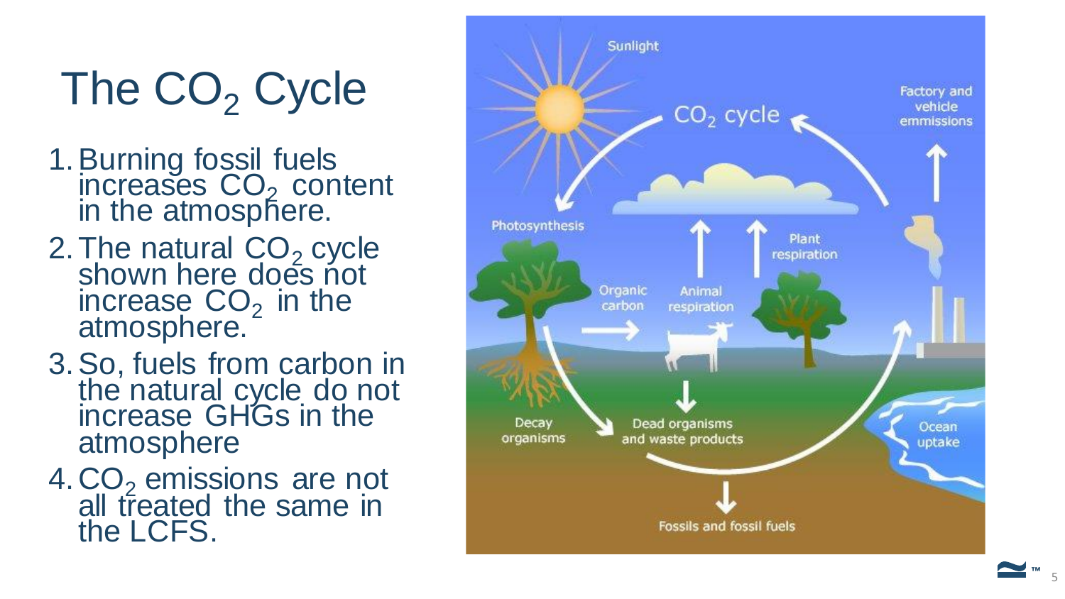# The $CO_2$ Cycle

1. Burning fossil fuels increases $CO_2$ content in the atmosphere.
2. The natural $CO_2$ cycle shown here does not increase $CO_2$ in the atmosphere.
3. So, fuels from carbon in the natural cycle do not increase GHGs in the atmosphere
4. $CO_2$ emissions are not all treated the same in the LCFS.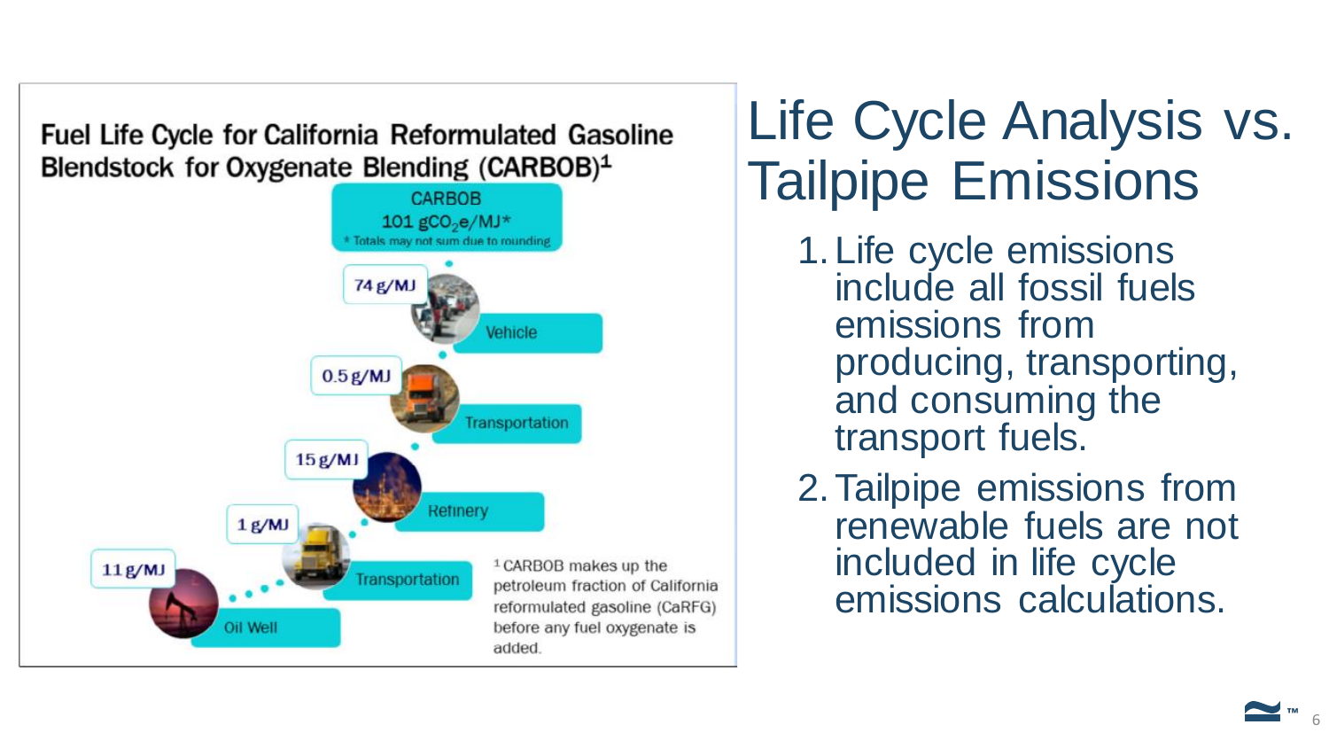# Life Cycle Analysis vs. Tailpipe Emissions

## Fuel Life Cycle for California Reformulated Gasoline Blendstock for Oxygenate Blending (CARBOB)[1]

CARBOB
101 $gCO_2e/MJ$*
* Totals may not sum due to rounding

- Vehicle: 74 g/MJ
- Transportation: 0.5 g/MJ
- Refinery: 15 g/MJ
- Transportation: 1 g/MJ
- Oil Well: 11 g/MJ

[1] CARBOB makes up the petroleum fraction of California reformulated gasoline (CaRFG) before any fuel oxygenate is added.

1. Life cycle emissions include all fossil fuels emissions from producing, transporting, and consuming the transport fuels.
2. Tailpipe emissions from renewable fuels are not included in life cycle emissions calculations.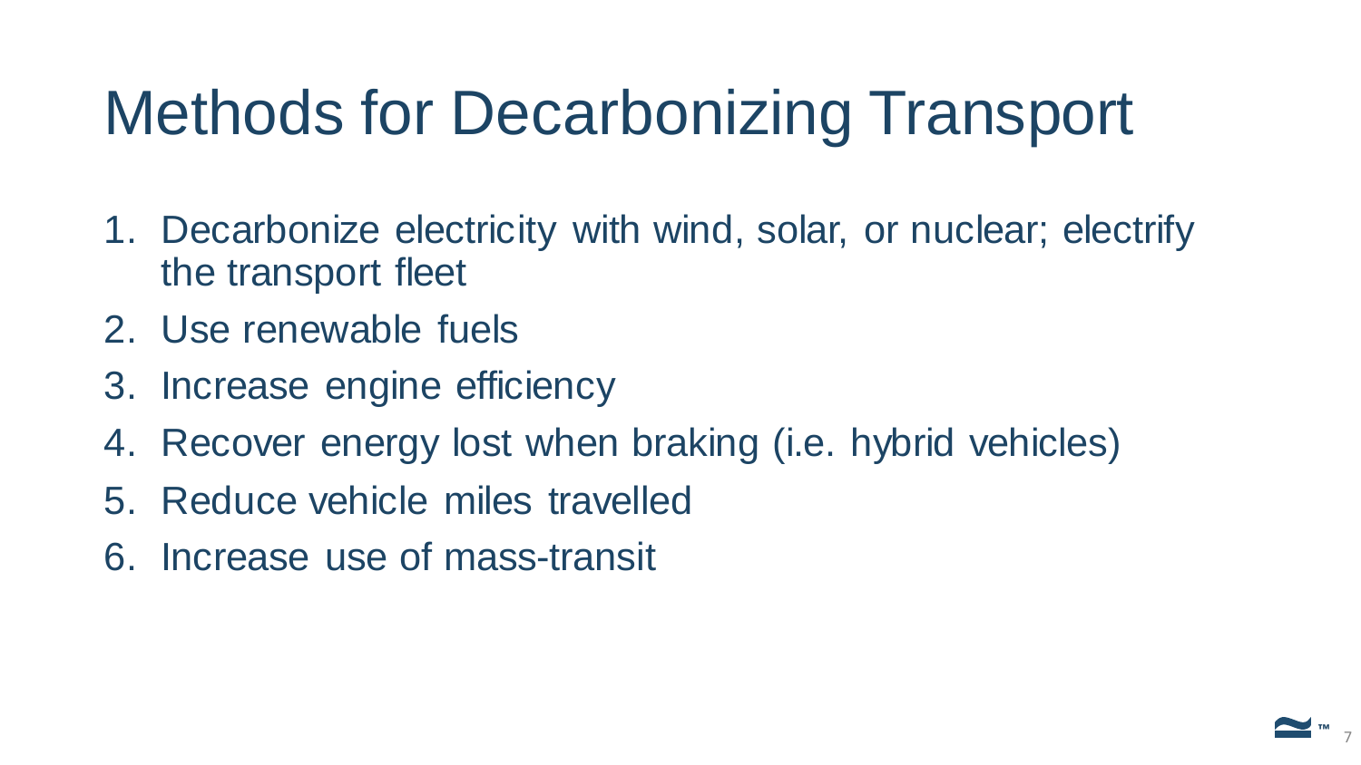# Methods for Decarbonizing Transport

1. Decarbonize electricity with wind, solar, or nuclear; electrify the transport fleet
2. Use renewable fuels
3. Increase engine efficiency
4. Recover energy lost when braking (i.e. hybrid vehicles)
5. Reduce vehicle miles travelled
6. Increase use of mass-transit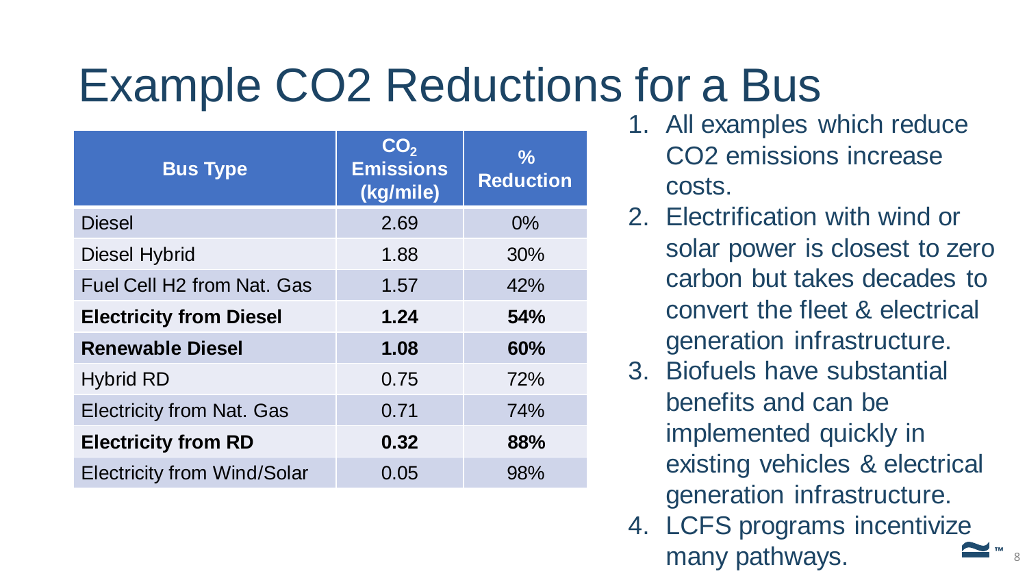# Example CO2 Reductions for a Bus

| Bus Type | $CO_2$ Emissions (kg/mile) | % Reduction |
|---|---|---|
| Diesel | 2.69 | 0% |
| Diesel Hybrid | 1.88 | 30% |
| Fuel Cell H2 from Nat. Gas | 1.57 | 42% |
| **Electricity from Diesel** | **1.24** | **54%** |
| **Renewable Diesel** | **1.08** | **60%** |
| Hybrid RD | 0.75 | 72% |
| Electricity from Nat. Gas | 0.71 | 74% |
| **Electricity from RD** | **0.32** | **88%** |
| Electricity from Wind/Solar | 0.05 | 98% |

1. All examples which reduce CO2 emissions increase costs.
2. Electrification with wind or solar power is closest to zero carbon but takes decades to convert the fleet & electrical generation infrastructure.
3. Biofuels have substantial benefits and can be implemented quickly in existing vehicles & electrical generation infrastructure.
4. LCFS programs incentivize many pathways.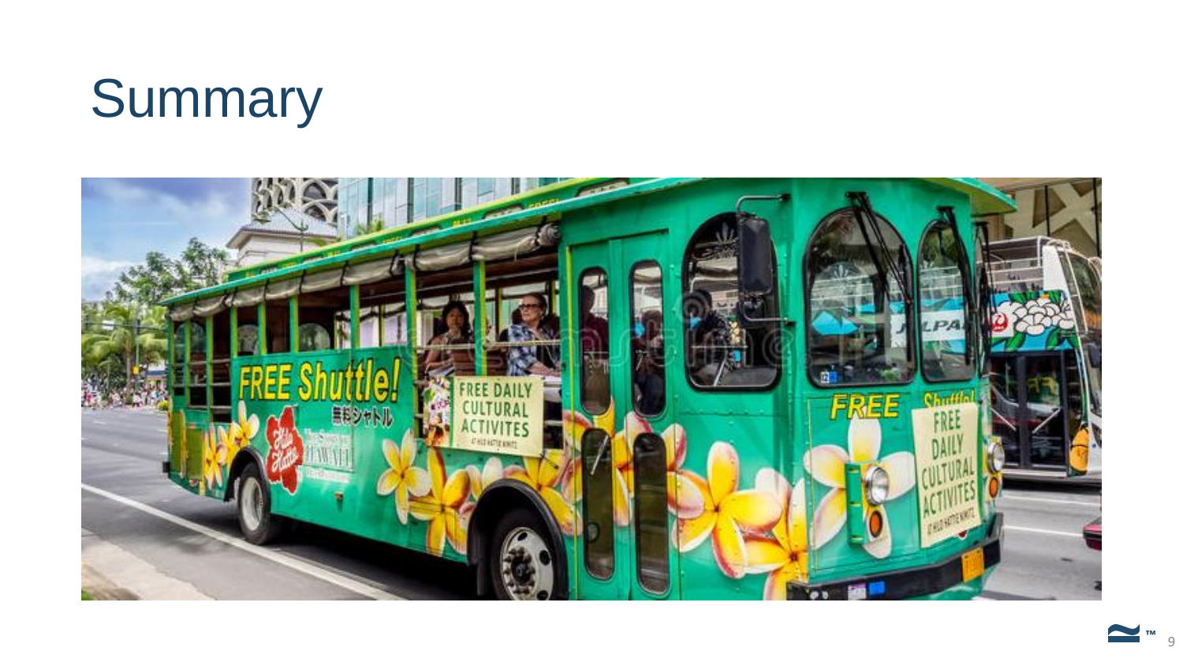# Summary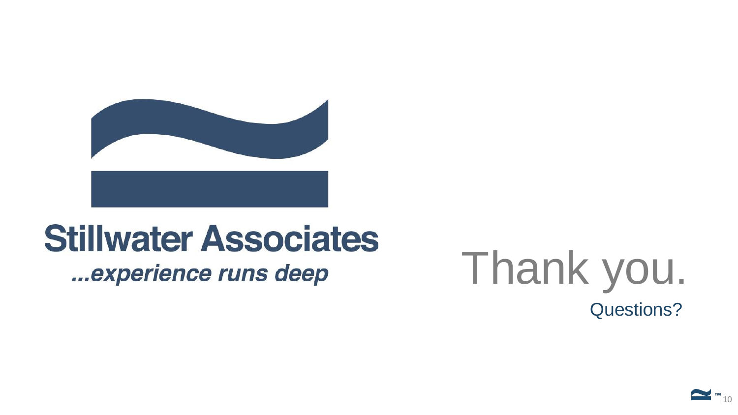**Stillwater Associates**

*...experience runs deep*

# Thank you.

Questions?